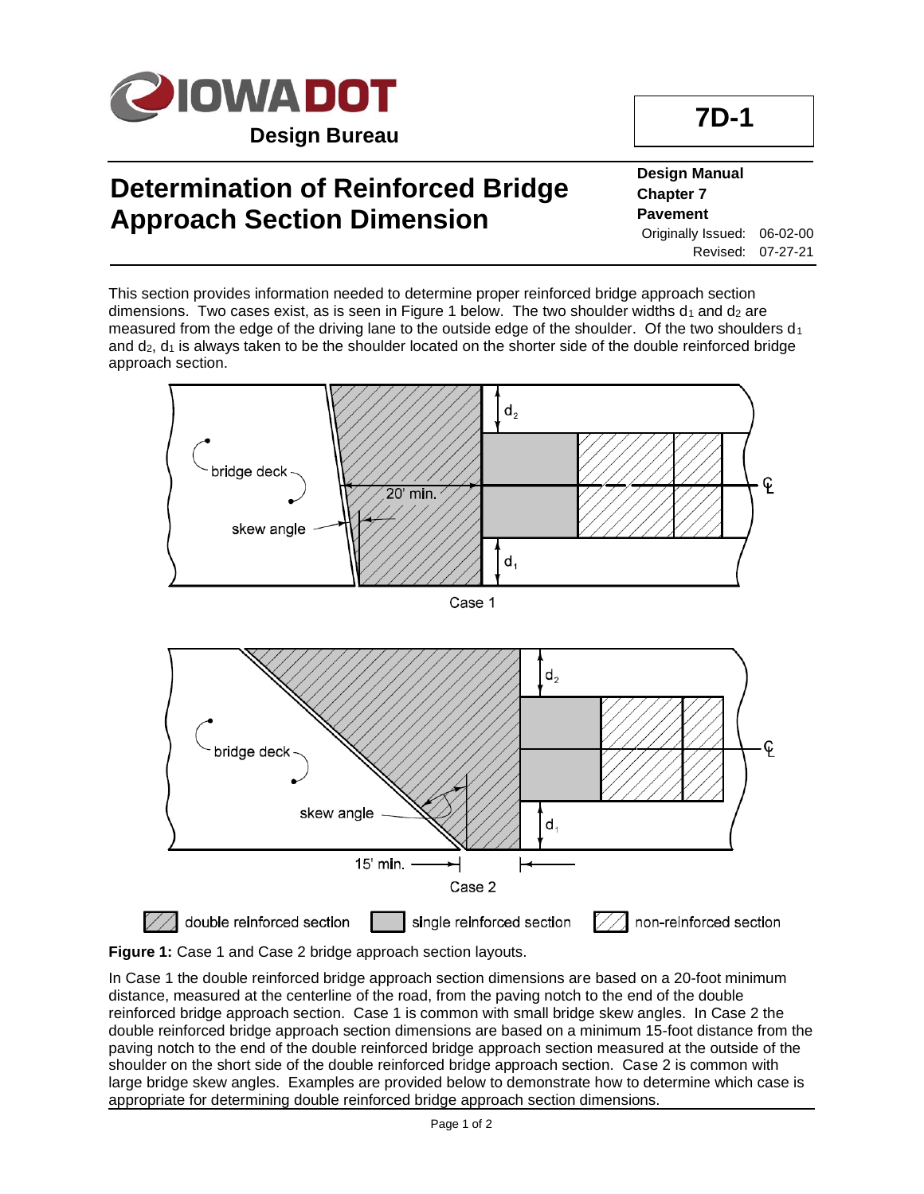# Determination of Reinforced Bridge Approach Section Dimension

**7D-1**

**Design Manual**
**Chapter 7**
**Pavement**

Originally Issued: 06-02-00
Revised: 07-27-21

This section provides information needed to determine proper reinforced bridge approach section dimensions. Two cases exist, as is seen in Figure 1 below. The two shoulder widths $d_1$ and $d_2$ are measured from the edge of the driving lane to the outside edge of the shoulder. Of the two shoulders $d_1$ and $d_2$, $d_1$ is always taken to be the shoulder located on the shorter side of the double reinforced bridge approach section.

**Figure 1:** Case 1 and Case 2 bridge approach section layouts.

In Case 1 the double reinforced bridge approach section dimensions are based on a 20-foot minimum distance, measured at the centerline of the road, from the paving notch to the end of the double reinforced bridge approach section. Case 1 is common with small bridge skew angles. In Case 2 the double reinforced bridge approach section dimensions are based on a minimum 15-foot distance from the paving notch to the end of the double reinforced bridge approach section measured at the outside of the shoulder on the short side of the double reinforced bridge approach section. Case 2 is common with large bridge skew angles. Examples are provided below to demonstrate how to determine which case is appropriate for determining double reinforced bridge approach section dimensions.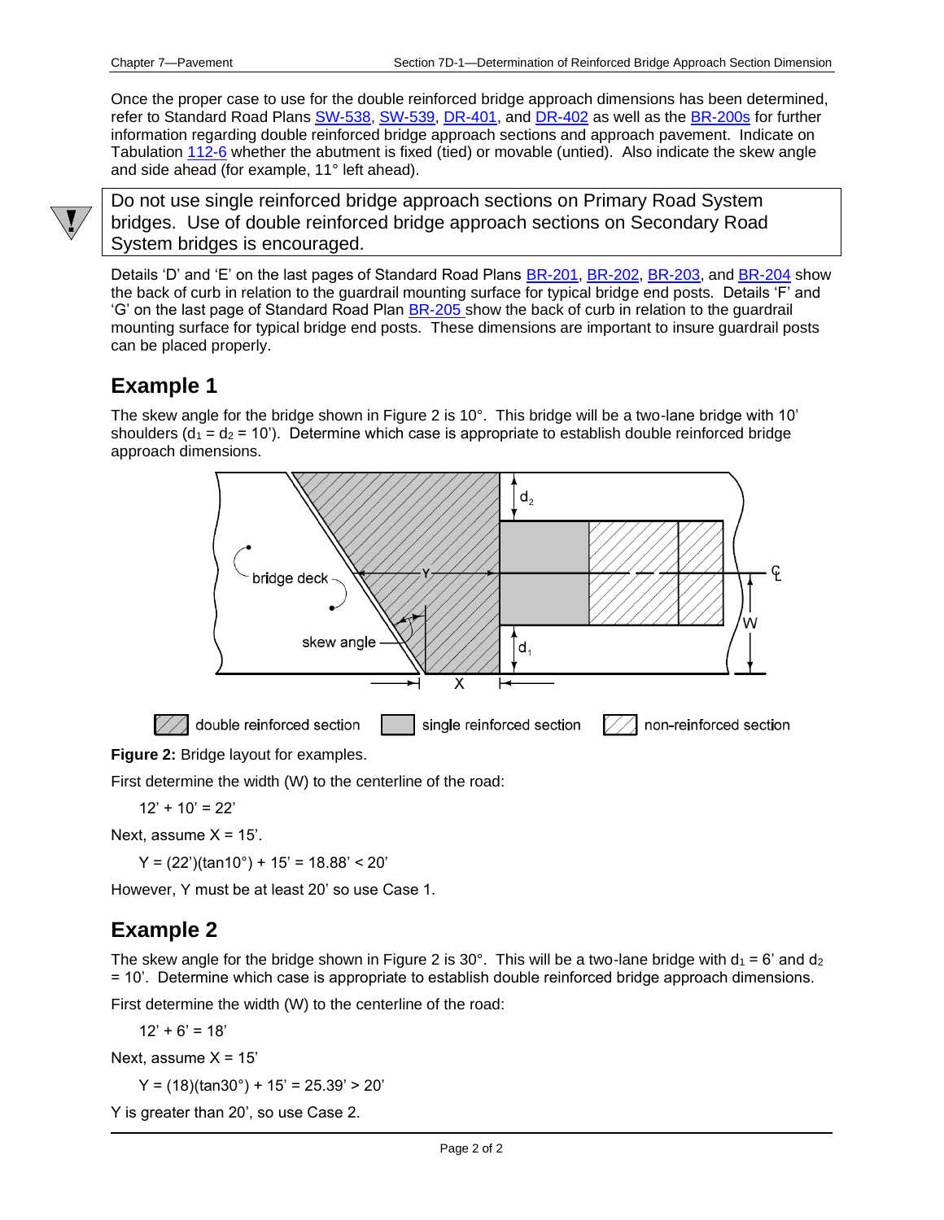Once the proper case to use for the double reinforced bridge approach dimensions has been determined, refer to Standard Road Plans SW-538, SW-539, DR-401, and DR-402 as well as the BR-200s for further information regarding double reinforced bridge approach sections and approach pavement. Indicate on Tabulation 112-6 whether the abutment is fixed (tied) or movable (untied). Also indicate the skew angle and side ahead (for example, 11° left ahead).

> Do not use single reinforced bridge approach sections on Primary Road System bridges. Use of double reinforced bridge approach sections on Secondary Road System bridges is encouraged.

Details ‘D’ and ‘E’ on the last pages of Standard Road Plans BR-201, BR-202, BR-203, and BR-204 show the back of curb in relation to the guardrail mounting surface for typical bridge end posts. Details ‘F’ and ‘G’ on the last page of Standard Road Plan BR-205 show the back of curb in relation to the guardrail mounting surface for typical bridge end posts. These dimensions are important to insure guardrail posts can be placed properly.

## Example 1

The skew angle for the bridge shown in Figure 2 is 10°. This bridge will be a two-lane bridge with 10’ shoulders ($d_1 = d_2 = 10'$). Determine which case is appropriate to establish double reinforced bridge approach dimensions.

**Figure 2:** Bridge layout for examples.

First determine the width (W) to the centerline of the road:

$12' + 10' = 22'$

Next, assume X = 15’.

$Y = (22')(\tan 10°) + 15' = 18.88' < 20'$

However, Y must be at least 20’ so use Case 1.

## Example 2

The skew angle for the bridge shown in Figure 2 is 30°. This will be a two-lane bridge with $d_1 = 6'$ and $d_2 = 10'$. Determine which case is appropriate to establish double reinforced bridge approach dimensions.

First determine the width (W) to the centerline of the road:

$12' + 6' = 18'$

Next, assume X = 15’

$Y = (18)(\tan 30°) + 15' = 25.39' > 20'$

Y is greater than 20’, so use Case 2.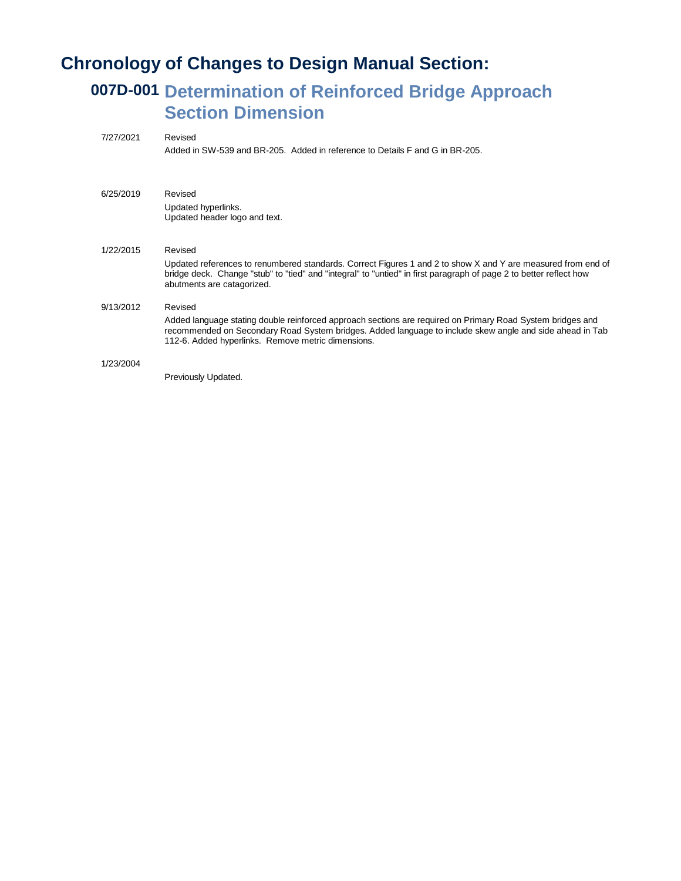# Chronology of Changes to Design Manual Section:

## 007D-001 Determination of Reinforced Bridge Approach Section Dimension

7/27/2021 Revised

Added in SW-539 and BR-205. Added in reference to Details F and G in BR-205.

6/25/2019 Revised

Updated hyperlinks.
Updated header logo and text.

1/22/2015 Revised

Updated references to renumbered standards. Correct Figures 1 and 2 to show X and Y are measured from end of bridge deck. Change "stub" to "tied" and "integral" to "untied" in first paragraph of page 2 to better reflect how abutments are catagorized.

9/13/2012 Revised

Added language stating double reinforced approach sections are required on Primary Road System bridges and recommended on Secondary Road System bridges. Added language to include skew angle and side ahead in Tab 112-6. Added hyperlinks. Remove metric dimensions.

1/23/2004

Previously Updated.